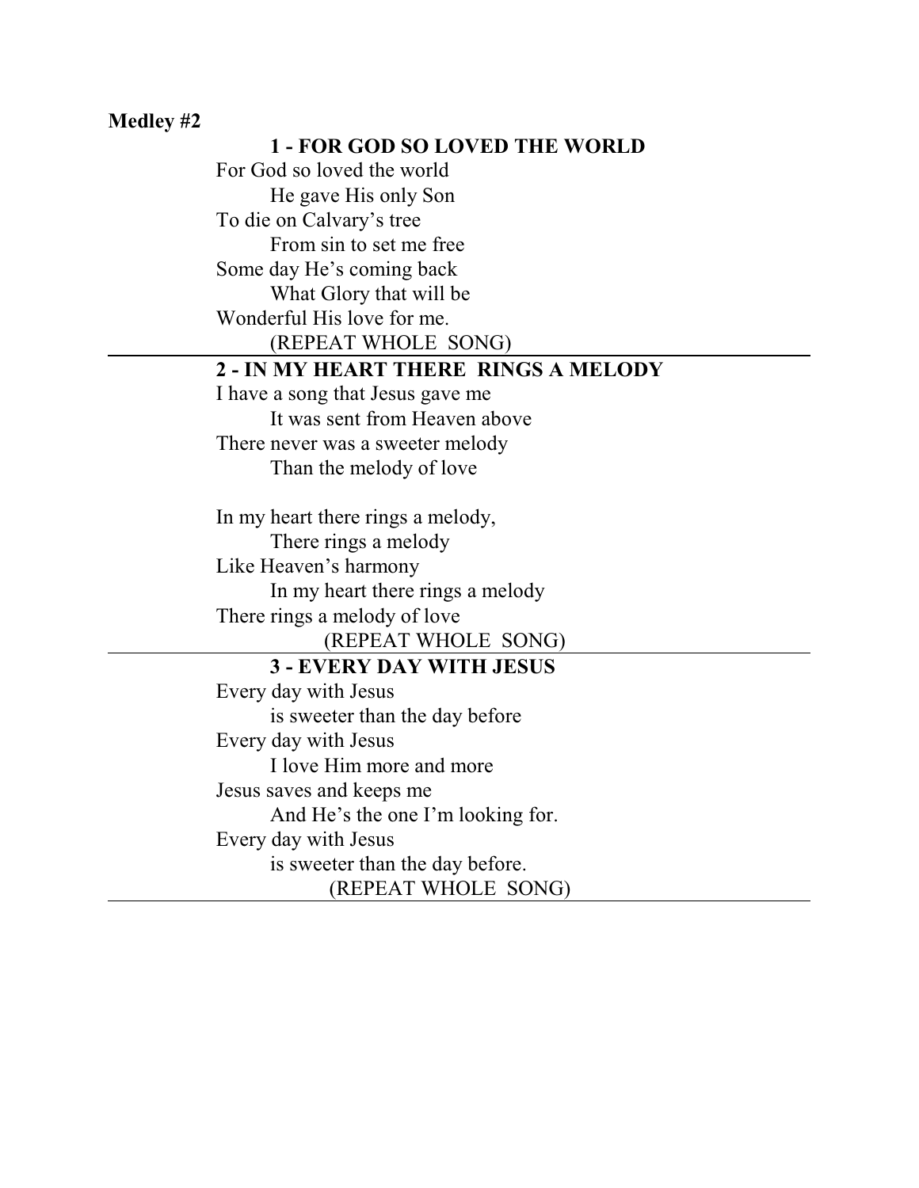**Medley #2**

### 1 - FOR GOD SO LOVED THE WORLD

For God so loved the world
He gave His only Son
To die on Calvary's tree
From sin to set me free
Some day He's coming back
What Glory that will be
Wonderful His love for me.
(REPEAT WHOLE SONG)

---

### 2 - IN MY HEART THERE RINGS A MELODY

I have a song that Jesus gave me
It was sent from Heaven above
There never was a sweeter melody
Than the melody of love

In my heart there rings a melody,
There rings a melody
Like Heaven's harmony
In my heart there rings a melody
There rings a melody of love
(REPEAT WHOLE SONG)

---

### 3 - EVERY DAY WITH JESUS

Every day with Jesus
is sweeter than the day before
Every day with Jesus
I love Him more and more
Jesus saves and keeps me
And He's the one I'm looking for.
Every day with Jesus
is sweeter than the day before.
(REPEAT WHOLE SONG)

---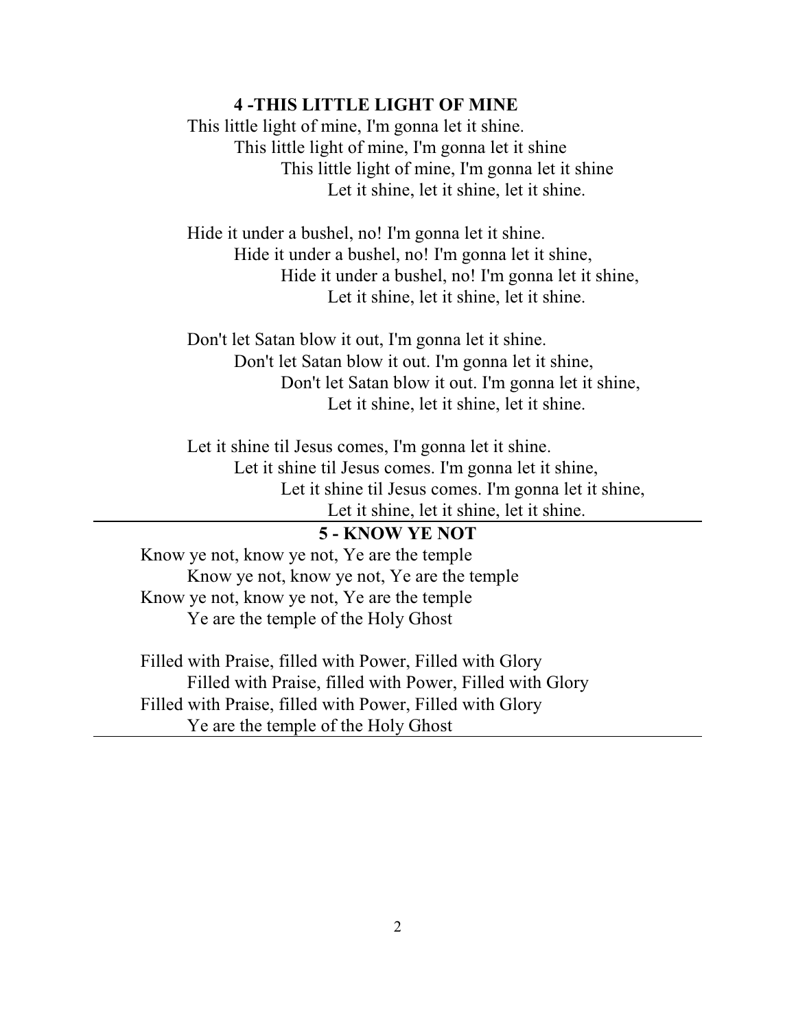### 4 -THIS LITTLE LIGHT OF MINE

This little light of mine, I'm gonna let it shine.
This little light of mine, I'm gonna let it shine
This little light of mine, I'm gonna let it shine
Let it shine, let it shine, let it shine.

Hide it under a bushel, no! I'm gonna let it shine.
Hide it under a bushel, no! I'm gonna let it shine,
Hide it under a bushel, no! I'm gonna let it shine,
Let it shine, let it shine, let it shine.

Don't let Satan blow it out, I'm gonna let it shine.
Don't let Satan blow it out. I'm gonna let it shine,
Don't let Satan blow it out. I'm gonna let it shine,
Let it shine, let it shine, let it shine.

Let it shine til Jesus comes, I'm gonna let it shine.
Let it shine til Jesus comes. I'm gonna let it shine,
Let it shine til Jesus comes. I'm gonna let it shine,
Let it shine, let it shine, let it shine.

---

### 5 - KNOW YE NOT

Know ye not, know ye not, Ye are the temple
Know ye not, know ye not, Ye are the temple
Know ye not, know ye not, Ye are the temple
Ye are the temple of the Holy Ghost

Filled with Praise, filled with Power, Filled with Glory
Filled with Praise, filled with Power, Filled with Glory
Filled with Praise, filled with Power, Filled with Glory
Ye are the temple of the Holy Ghost

---